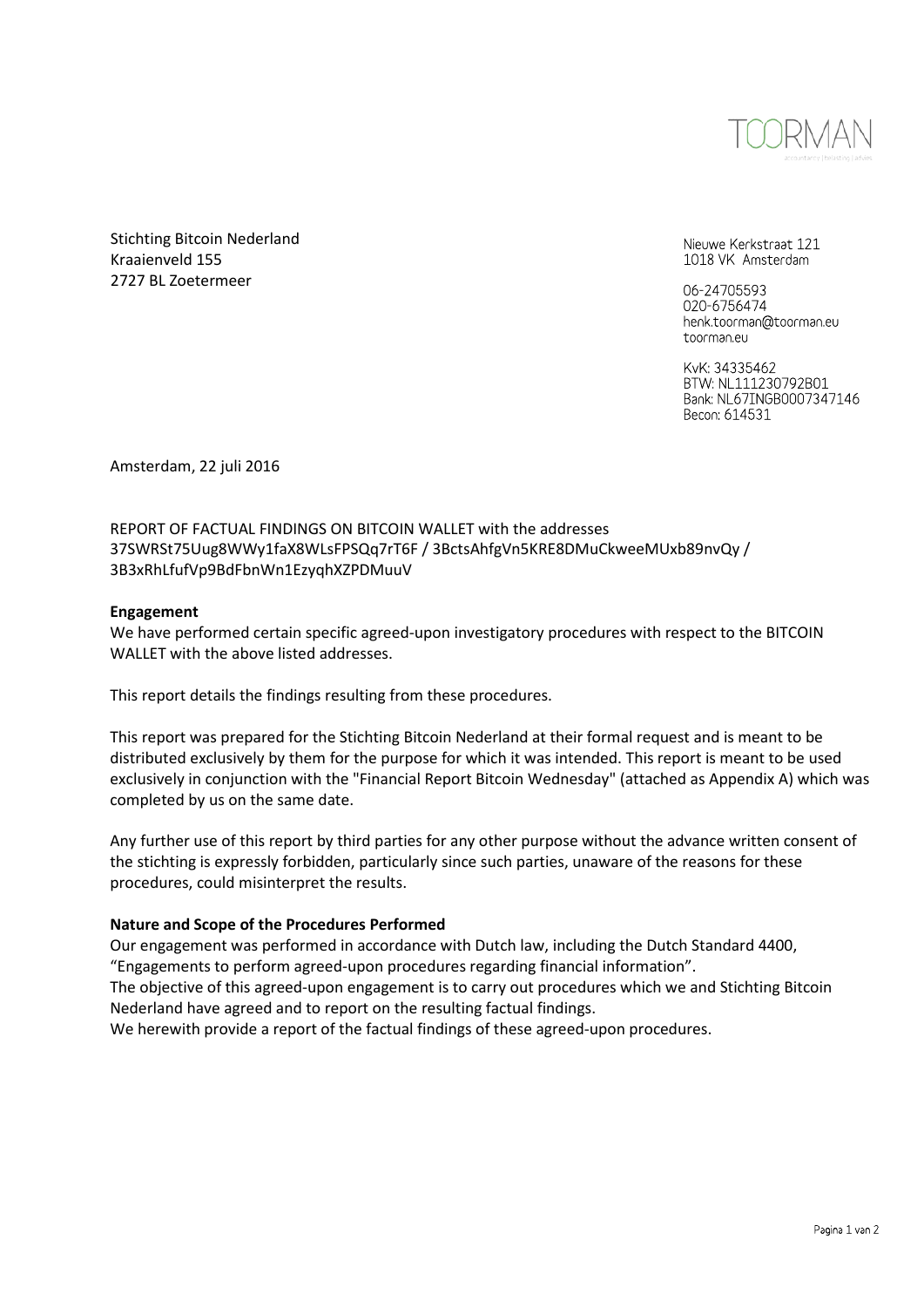TOORMAN

accountancy | belasting | advies

Stichting Bitcoin Nederland
Kraaienveld 155
2727 BL Zoetermeer

Nieuwe Kerkstraat 121
1018 VK Amsterdam

06-24705593
020-6756474
henk.toorman@toorman.eu
toorman.eu

KvK: 34335462
BTW: NL111230792B01
Bank: NL67INGB0007347146
Becon: 614531

Amsterdam, 22 juli 2016

REPORT OF FACTUAL FINDINGS ON BITCOIN WALLET with the addresses
37SWRSt75Uug8WWy1faX8WLsFPSQq7rT6F / 3BctsAhfgVn5KRE8DMuCkweeMUxb89nvQy /
3B3xRhLfufVp9BdFbnWn1EzyqhXZPDMuuV

**Engagement**

We have performed certain specific agreed-upon investigatory procedures with respect to the BITCOIN WALLET with the above listed addresses.

This report details the findings resulting from these procedures.

This report was prepared for the Stichting Bitcoin Nederland at their formal request and is meant to be distributed exclusively by them for the purpose for which it was intended. This report is meant to be used exclusively in conjunction with the "Financial Report Bitcoin Wednesday" (attached as Appendix A) which was completed by us on the same date.

Any further use of this report by third parties for any other purpose without the advance written consent of the stichting is expressly forbidden, particularly since such parties, unaware of the reasons for these procedures, could misinterpret the results.

**Nature and Scope of the Procedures Performed**

Our engagement was performed in accordance with Dutch law, including the Dutch Standard 4400, "Engagements to perform agreed-upon procedures regarding financial information".
The objective of this agreed-upon engagement is to carry out procedures which we and Stichting Bitcoin Nederland have agreed and to report on the resulting factual findings.
We herewith provide a report of the factual findings of these agreed-upon procedures.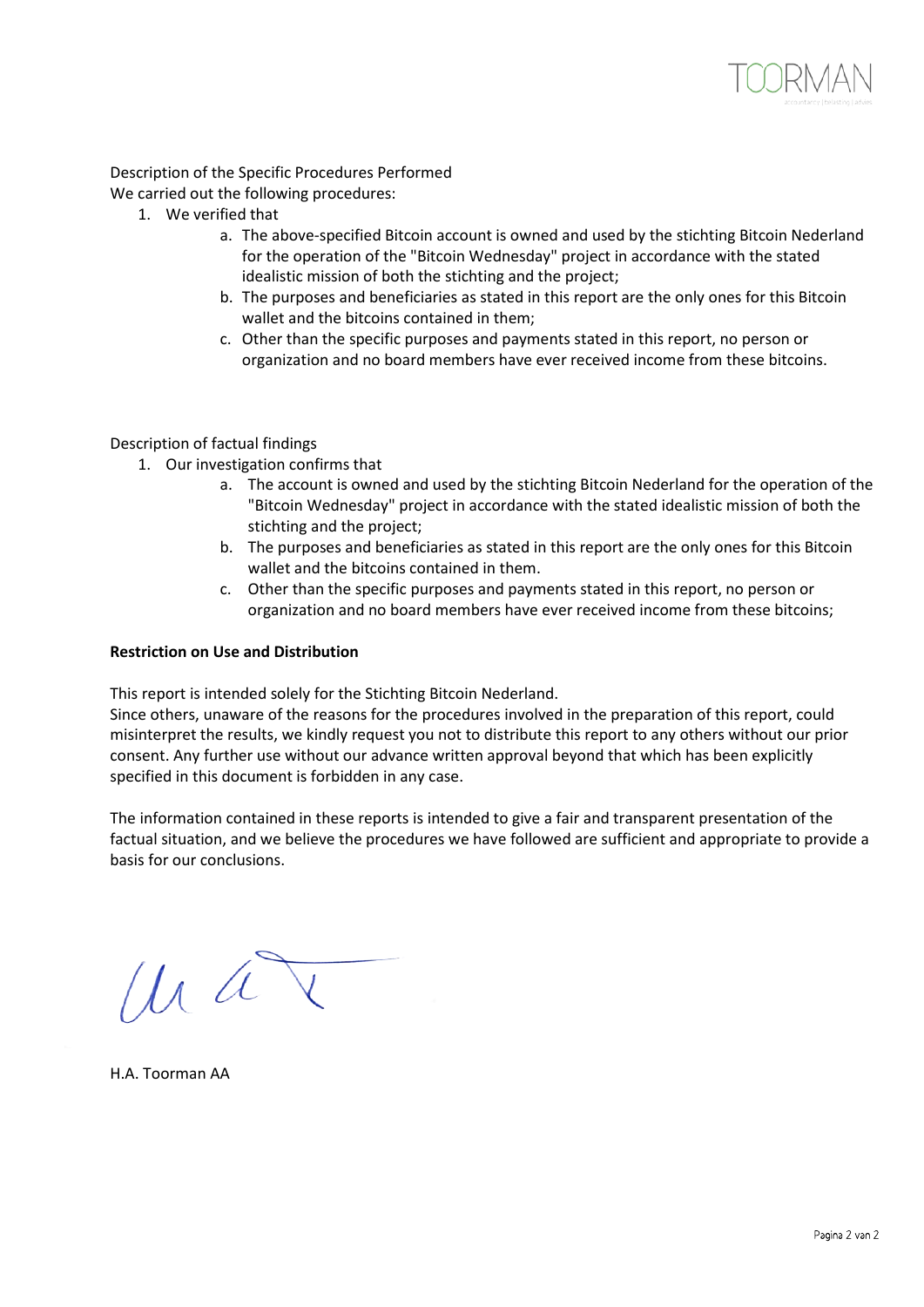Description of the Specific Procedures Performed

We carried out the following procedures:

1. We verified that
   a. The above-specified Bitcoin account is owned and used by the stichting Bitcoin Nederland for the operation of the "Bitcoin Wednesday" project in accordance with the stated idealistic mission of both the stichting and the project;
   b. The purposes and beneficiaries as stated in this report are the only ones for this Bitcoin wallet and the bitcoins contained in them;
   c. Other than the specific purposes and payments stated in this report, no person or organization and no board members have ever received income from these bitcoins.

Description of factual findings

1. Our investigation confirms that
   a. The account is owned and used by the stichting Bitcoin Nederland for the operation of the "Bitcoin Wednesday" project in accordance with the stated idealistic mission of both the stichting and the project;
   b. The purposes and beneficiaries as stated in this report are the only ones for this Bitcoin wallet and the bitcoins contained in them.
   c. Other than the specific purposes and payments stated in this report, no person or organization and no board members have ever received income from these bitcoins;

**Restriction on Use and Distribution**

This report is intended solely for the Stichting Bitcoin Nederland.
Since others, unaware of the reasons for the procedures involved in the preparation of this report, could misinterpret the results, we kindly request you not to distribute this report to any others without our prior consent. Any further use without our advance written approval beyond that which has been explicitly specified in this document is forbidden in any case.

The information contained in these reports is intended to give a fair and transparent presentation of the factual situation, and we believe the procedures we have followed are sufficient and appropriate to provide a basis for our conclusions.

H.A. Toorman AA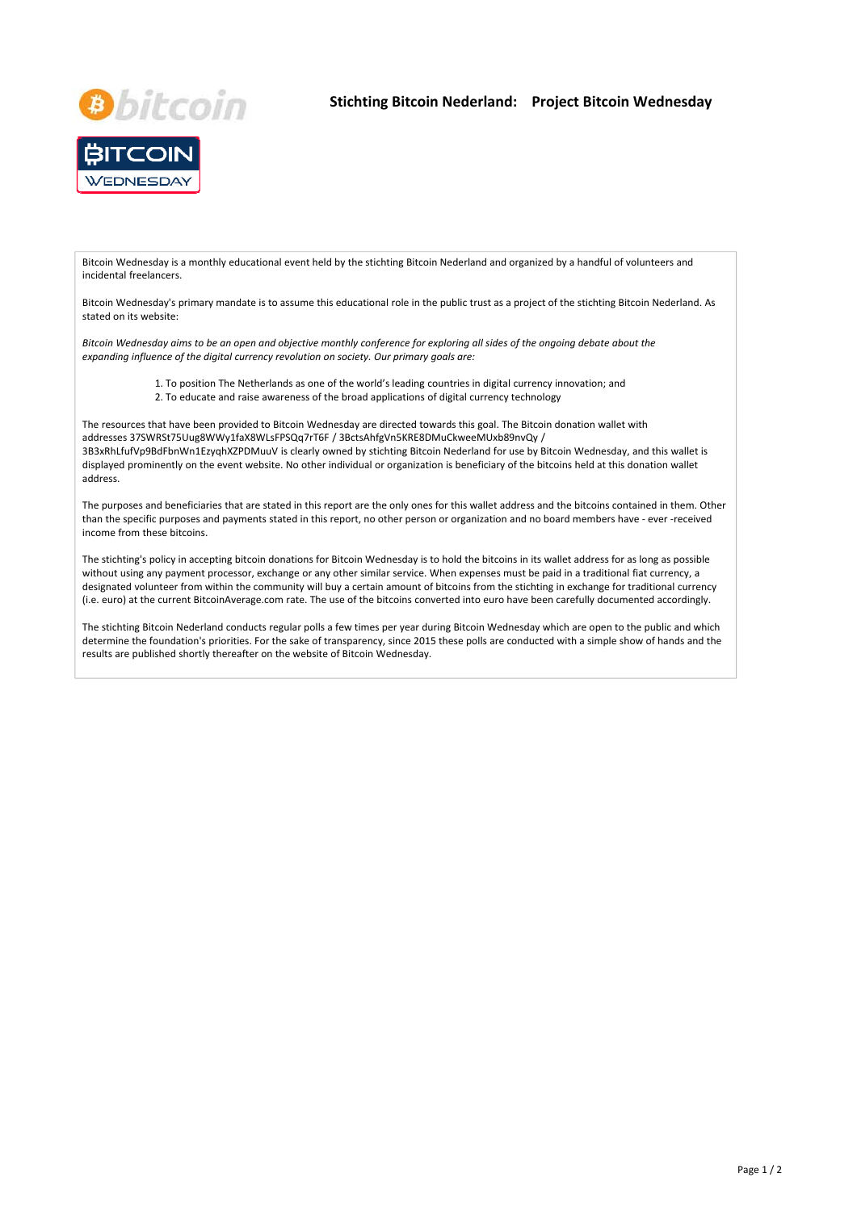# Stichting Bitcoin Nederland: Project Bitcoin Wednesday

Bitcoin Wednesday is a monthly educational event held by the stichting Bitcoin Nederland and organized by a handful of volunteers and incidental freelancers.

Bitcoin Wednesday's primary mandate is to assume this educational role in the public trust as a project of the stichting Bitcoin Nederland. As stated on its website:

*Bitcoin Wednesday aims to be an open and objective monthly conference for exploring all sides of the ongoing debate about the expanding influence of the digital currency revolution on society. Our primary goals are:*

1. To position The Netherlands as one of the world's leading countries in digital currency innovation; and
2. To educate and raise awareness of the broad applications of digital currency technology

The resources that have been provided to Bitcoin Wednesday are directed towards this goal. The Bitcoin donation wallet with addresses 37SWRSt75Uug8WWy1faX8WLsFPSQq7rT6F / 3BctsAhfgVn5KRE8DMuCkweeMUxb89nvQy / 3B3xRhLfufVp9BdFbnWn1EzyqhXZPDMuuV is clearly owned by stichting Bitcoin Nederland for use by Bitcoin Wednesday, and this wallet is displayed prominently on the event website. No other individual or organization is beneficiary of the bitcoins held at this donation wallet address.

The purposes and beneficiaries that are stated in this report are the only ones for this wallet address and the bitcoins contained in them. Other than the specific purposes and payments stated in this report, no other person or organization and no board members have - ever -received income from these bitcoins.

The stichting's policy in accepting bitcoin donations for Bitcoin Wednesday is to hold the bitcoins in its wallet address for as long as possible without using any payment processor, exchange or any other similar service. When expenses must be paid in a traditional fiat currency, a designated volunteer from within the community will buy a certain amount of bitcoins from the stichting in exchange for traditional currency (i.e. euro) at the current BitcoinAverage.com rate. The use of the bitcoins converted into euro have been carefully documented accordingly.

The stichting Bitcoin Nederland conducts regular polls a few times per year during Bitcoin Wednesday which are open to the public and which determine the foundation's priorities. For the sake of transparency, since 2015 these polls are conducted with a simple show of hands and the results are published shortly thereafter on the website of Bitcoin Wednesday.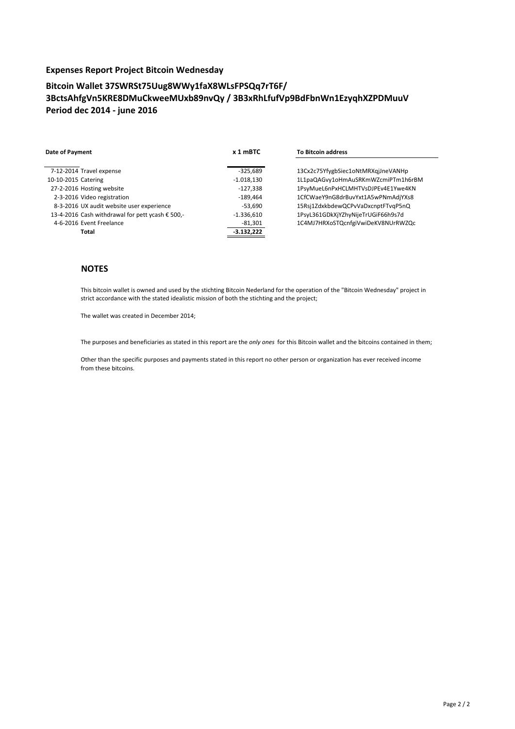## Expenses Report Project Bitcoin Wednesday

## Bitcoin Wallet 37SWRSt75Uug8WWy1faX8WLsFPSQq7rT6F/ 3BctsAhfgVn5KRE8DMuCkweeMUxb89nvQy / 3B3xRhLfufVp9BdFbnWn1EzyqhXZPDMuuV

## Period dec 2014 - june 2016

| Date of Payment | | x 1 mBTC | To Bitcoin address |
|---|---|---|---|
| 7-12-2014 | Travel expense | -325,689 | 13Cx2c75YfygbSiec1oNtMRXqjJneVANHp |
| 10-10-2015 | Catering | -1.018,130 | 1L1paQAGvy1oHmAuSRKmWZcmiPTm1h6rBM |
| 27-2-2016 | Hosting website | -127,338 | 1PsyMueL6nPxHCLMHTVsDJPEv4E1Ywe4KN |
| 2-3-2016 | Video registration | -189,464 | 1CfCWaeY9nG8drBuvYxt1A5wPNmAdjYXs8 |
| 8-3-2016 | UX audit website user experience | -53,690 | 15Rsj1ZdxkbdewQCPvVaDxcnptFTvqP5nQ |
| 13-4-2016 | Cash withdrawal for pett ycash € 500,- | -1.336,610 | 1PsyL361GDkXjYZhyNijeTrUGiF66h9s7d |
| 4-6-2016 | Event Freelance | -81,301 | 1C4MJ7HRXoSTQcnfgiVwiDeKV8NUrRWZQc |
| | **Total** | **-3.132,222** | |

## NOTES

This bitcoin wallet is owned and used by the stichting Bitcoin Nederland for the operation of the "Bitcoin Wednesday" project in strict accordance with the stated idealistic mission of both the stichting and the project;

The wallet was created in December 2014;

The purposes and beneficiaries as stated in this report are the *only ones* for this Bitcoin wallet and the bitcoins contained in them;

Other than the specific purposes and payments stated in this report no other person or organization has ever received income from these bitcoins.